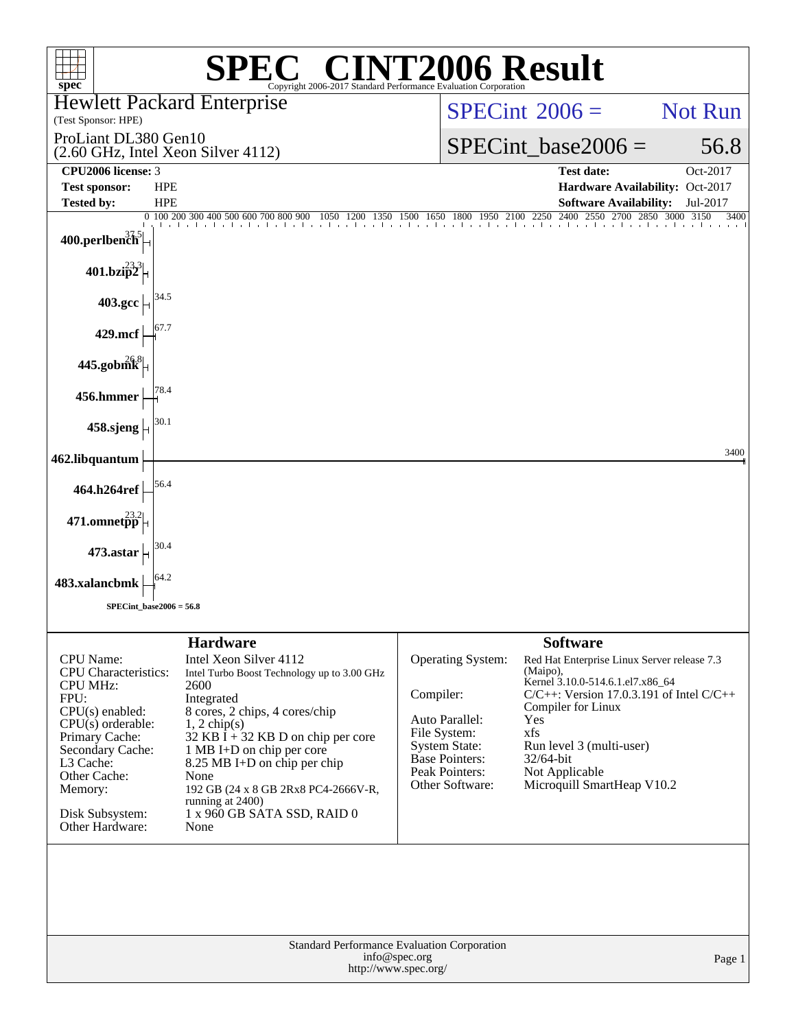# SPEC® CINT2006 Result

Copyright 2006-2017 Standard Performance Evaluation Corporation

**Hewlett Packard Enterprise**
(Test Sponsor: HPE)

ProLiant DL380 Gen10
(2.60 GHz, Intel Xeon Silver 4112)

SPECint 2006 = Not Run

SPECint_base2006 = 56.8

| | | | |
|---|---|---|---|
| **CPU2006 license:** | 3 | **Test date:** | Oct-2017 |
| **Test sponsor:** | HPE | **Hardware Availability:** | Oct-2017 |
| **Tested by:** | HPE | **Software Availability:** | Jul-2017 |

| Benchmark | Base Ratio |
|---|---|
| 400.perlbench | 37.5 |
| 401.bzip2 | 23.3 |
| 403.gcc | 34.5 |
| 429.mcf | 67.7 |
| 445.gobmk | 26.8 |
| 456.hmmer | 78.4 |
| 458.sjeng | 30.1 |
| 462.libquantum | 3400 |
| 464.h264ref | 56.4 |
| 471.omnetpp | 23.2 |
| 473.astar | 30.4 |
| 483.xalancbmk | 64.2 |

SPECint_base2006 = 56.8

## Hardware

| | |
|---|---|
| CPU Name: | Intel Xeon Silver 4112 |
| CPU Characteristics: | Intel Turbo Boost Technology up to 3.00 GHz |
| CPU MHz: | 2600 |
| FPU: | Integrated |
| CPU(s) enabled: | 8 cores, 2 chips, 4 cores/chip |
| CPU(s) orderable: | 1, 2 chip(s) |
| Primary Cache: | 32 KB I + 32 KB D on chip per core |
| Secondary Cache: | 1 MB I+D on chip per core |
| L3 Cache: | 8.25 MB I+D on chip per chip |
| Other Cache: | None |
| Memory: | 192 GB (24 x 8 GB 2Rx8 PC4-2666V-R, running at 2400) |
| Disk Subsystem: | 1 x 960 GB SATA SSD, RAID 0 |
| Other Hardware: | None |

## Software

| | |
|---|---|
| Operating System: | Red Hat Enterprise Linux Server release 7.3 (Maipo), Kernel 3.10.0-514.6.1.el7.x86_64 |
| Compiler: | C/C++: Version 17.0.3.191 of Intel C/C++ Compiler for Linux |
| Auto Parallel: | Yes |
| File System: | xfs |
| System State: | Run level 3 (multi-user) |
| Base Pointers: | 32/64-bit |
| Peak Pointers: | Not Applicable |
| Other Software: | Microquill SmartHeap V10.2 |

Standard Performance Evaluation Corporation
info@spec.org
http://www.spec.org/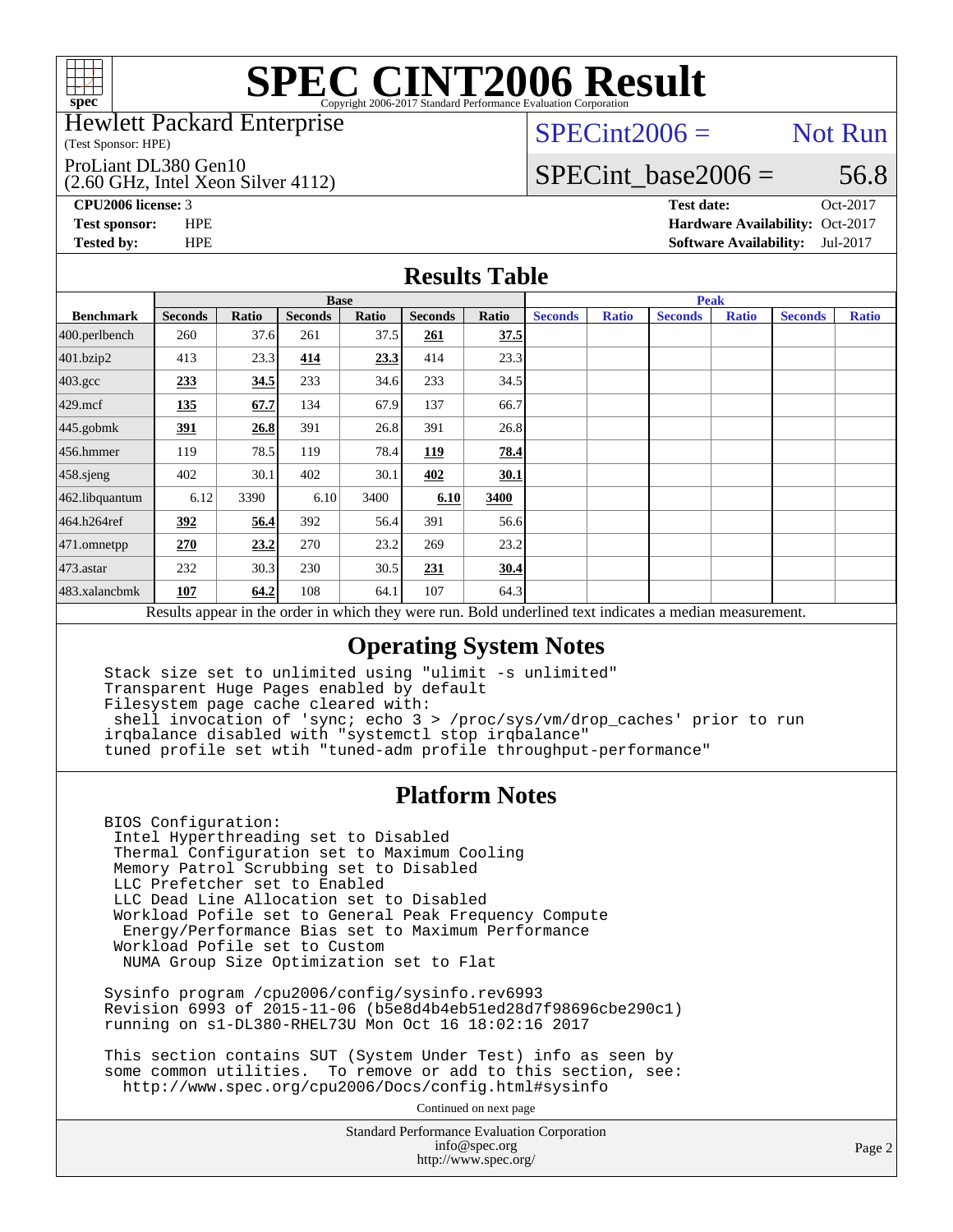# SPEC CINT2006 Result

Copyright 2006-2017 Standard Performance Evaluation Corporation

Hewlett Packard Enterprise
(Test Sponsor: HPE)

ProLiant DL380 Gen10
(2.60 GHz, Intel Xeon Silver 4112)

SPECint2006 = Not Run

SPECint_base2006 = 56.8

**CPU2006 license:** 3
**Test sponsor:** HPE
**Tested by:** HPE

**Test date:** Oct-2017
**Hardware Availability:** Oct-2017
**Software Availability:** Jul-2017

## Results Table

| Benchmark | Base | | | | | | Peak | | | | | |
|---|---|---|---|---|---|---|---|---|---|---|---|---|
| | Seconds | Ratio | Seconds | Ratio | Seconds | Ratio | Seconds | Ratio | Seconds | Ratio | Seconds | Ratio |
| 400.perlbench | 260 | 37.6 | 261 | 37.5 | **261** | **37.5** | | | | | | |
| 401.bzip2 | 413 | 23.3 | **414** | **23.3** | 414 | 23.3 | | | | | | |
| 403.gcc | **233** | **34.5** | 233 | 34.6 | 233 | 34.5 | | | | | | |
| 429.mcf | **135** | **67.7** | 134 | 67.9 | 137 | 66.7 | | | | | | |
| 445.gobmk | **391** | **26.8** | 391 | 26.8 | 391 | 26.8 | | | | | | |
| 456.hmmer | 119 | 78.5 | 119 | 78.4 | **119** | **78.4** | | | | | | |
| 458.sjeng | 402 | 30.1 | 402 | 30.1 | **402** | **30.1** | | | | | | |
| 462.libquantum | 6.12 | 3390 | 6.10 | 3400 | **6.10** | **3400** | | | | | | |
| 464.h264ref | **392** | **56.4** | 392 | 56.4 | 391 | 56.6 | | | | | | |
| 471.omnetpp | **270** | **23.2** | 270 | 23.2 | 269 | 23.2 | | | | | | |
| 473.astar | 232 | 30.3 | 230 | 30.5 | **231** | **30.4** | | | | | | |
| 483.xalancbmk | **107** | **64.2** | 108 | 64.1 | 107 | 64.3 | | | | | | |

Results appear in the order in which they were run. Bold underlined text indicates a median measurement.

## Operating System Notes

```
Stack size set to unlimited using "ulimit -s unlimited"
Transparent Huge Pages enabled by default
Filesystem page cache cleared with:
 shell invocation of 'sync; echo 3 > /proc/sys/vm/drop_caches' prior to run
irqbalance disabled with "systemctl stop irqbalance"
tuned profile set wtih "tuned-adm profile throughput-performance"
```

## Platform Notes

```
BIOS Configuration:
 Intel Hyperthreading set to Disabled
 Thermal Configuration set to Maximum Cooling
 Memory Patrol Scrubbing set to Disabled
 LLC Prefetcher set to Enabled
 LLC Dead Line Allocation set to Disabled
 Workload Pofile set to General Peak Frequency Compute
  Energy/Performance Bias set to Maximum Performance
 Workload Pofile set to Custom
  NUMA Group Size Optimization set to Flat

Sysinfo program /cpu2006/config/sysinfo.rev6993
Revision 6993 of 2015-11-06 (b5e8d4b4eb51ed28d7f98696cbe290c1)
running on s1-DL380-RHEL73U Mon Oct 16 18:02:16 2017

This section contains SUT (System Under Test) info as seen by
some common utilities.  To remove or add to this section, see:
  http://www.spec.org/cpu2006/Docs/config.html#sysinfo
```

Continued on next page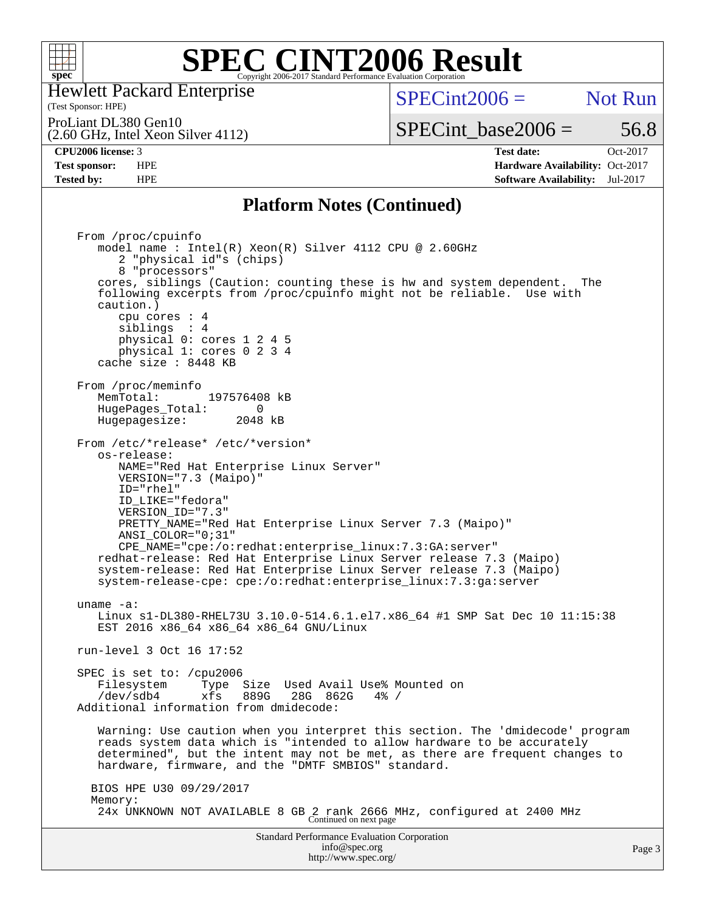# SPEC CINT2006 Result

Hewlett Packard Enterprise
(Test Sponsor: HPE)

ProLiant DL380 Gen10
(2.60 GHz, Intel Xeon Silver 4112)

SPECint2006 = Not Run

SPECint_base2006 = 56.8

| | | | |
|---|---|---|---|
| **CPU2006 license:** | 3 | **Test date:** | Oct-2017 |
| **Test sponsor:** | HPE | **Hardware Availability:** | Oct-2017 |
| **Tested by:** | HPE | **Software Availability:** | Jul-2017 |

## Platform Notes (Continued)

```
From /proc/cpuinfo
   model name : Intel(R) Xeon(R) Silver 4112 CPU @ 2.60GHz
      2 "physical id"s (chips)
      8 "processors"
   cores, siblings (Caution: counting these is hw and system dependent.  The
   following excerpts from /proc/cpuinfo might not be reliable.  Use with
   caution.)
      cpu cores : 4
      siblings  : 4
      physical 0: cores 1 2 4 5
      physical 1: cores 0 2 3 4
   cache size : 8448 KB

From /proc/meminfo
   MemTotal:       197576408 kB
   HugePages_Total:       0
   Hugepagesize:       2048 kB

From /etc/*release* /etc/*version*
   os-release:
      NAME="Red Hat Enterprise Linux Server"
      VERSION="7.3 (Maipo)"
      ID="rhel"
      ID_LIKE="fedora"
      VERSION_ID="7.3"
      PRETTY_NAME="Red Hat Enterprise Linux Server 7.3 (Maipo)"
      ANSI_COLOR="0;31"
      CPE_NAME="cpe:/o:redhat:enterprise_linux:7.3:GA:server"
   redhat-release: Red Hat Enterprise Linux Server release 7.3 (Maipo)
   system-release: Red Hat Enterprise Linux Server release 7.3 (Maipo)
   system-release-cpe: cpe:/o:redhat:enterprise_linux:7.3:ga:server

uname -a:
   Linux s1-DL380-RHEL73U 3.10.0-514.6.1.el7.x86_64 #1 SMP Sat Dec 10 11:15:38
   EST 2016 x86_64 x86_64 x86_64 GNU/Linux

run-level 3 Oct 16 17:52

SPEC is set to: /cpu2006
   Filesystem     Type  Size  Used Avail Use% Mounted on
   /dev/sdb4      xfs   889G   28G  862G   4% /
Additional information from dmidecode:

   Warning: Use caution when you interpret this section. The 'dmidecode' program
   reads system data which is "intended to allow hardware to be accurately
   determined", but the intent may not be met, as there are frequent changes to
   hardware, firmware, and the "DMTF SMBIOS" standard.

  BIOS HPE U30 09/29/2017
  Memory:
   24x UNKNOWN NOT AVAILABLE 8 GB 2 rank 2666 MHz, configured at 2400 MHz
```

Continued on next page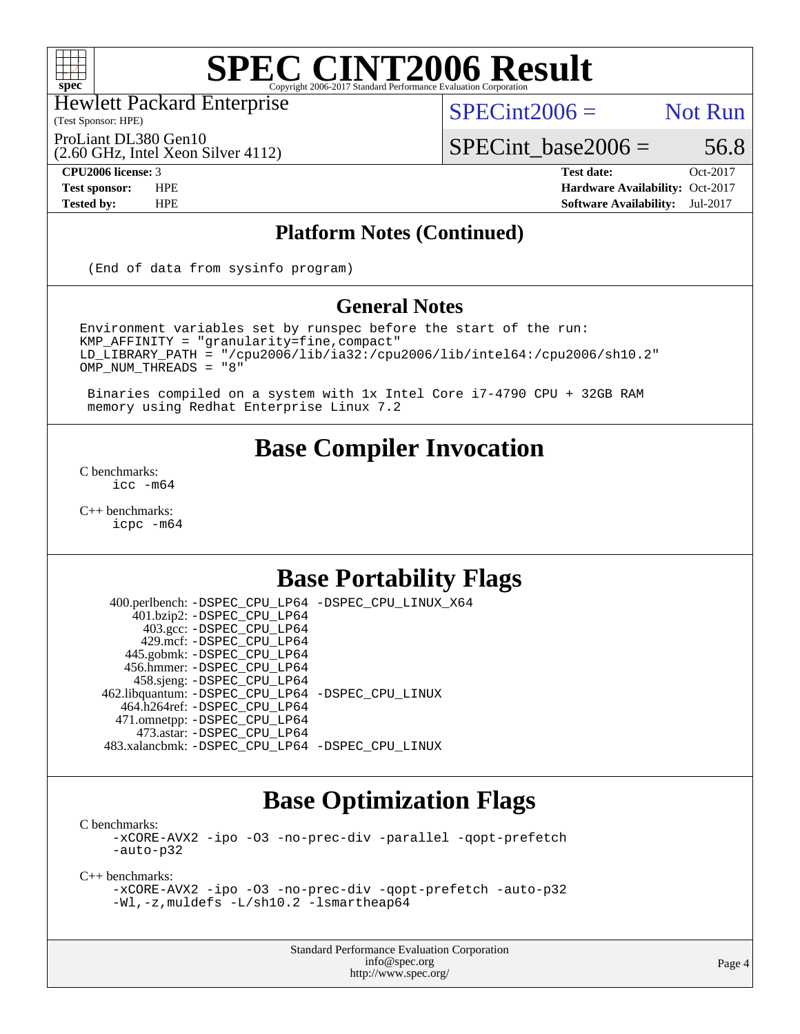## Platform Notes (Continued)

```
(End of data from sysinfo program)
```

## General Notes

```
Environment variables set by runspec before the start of the run:
KMP_AFFINITY = "granularity=fine,compact"
LD_LIBRARY_PATH = "/cpu2006/lib/ia32:/cpu2006/lib/intel64:/cpu2006/sh10.2"
OMP_NUM_THREADS = "8"

 Binaries compiled on a system with 1x Intel Core i7-4790 CPU + 32GB RAM
 memory using Redhat Enterprise Linux 7.2
```

# Base Compiler Invocation

C benchmarks:
    icc -m64

C++ benchmarks:
    icpc -m64

# Base Portability Flags

| | |
|---|---|
| 400.perlbench: | -DSPEC_CPU_LP64 -DSPEC_CPU_LINUX_X64 |
| 401.bzip2: | -DSPEC_CPU_LP64 |
| 403.gcc: | -DSPEC_CPU_LP64 |
| 429.mcf: | -DSPEC_CPU_LP64 |
| 445.gobmk: | -DSPEC_CPU_LP64 |
| 456.hmmer: | -DSPEC_CPU_LP64 |
| 458.sjeng: | -DSPEC_CPU_LP64 |
| 462.libquantum: | -DSPEC_CPU_LP64 -DSPEC_CPU_LINUX |
| 464.h264ref: | -DSPEC_CPU_LP64 |
| 471.omnetpp: | -DSPEC_CPU_LP64 |
| 473.astar: | -DSPEC_CPU_LP64 |
| 483.xalancbmk: | -DSPEC_CPU_LP64 -DSPEC_CPU_LINUX |

# Base Optimization Flags

C benchmarks:
    -xCORE-AVX2 -ipo -O3 -no-prec-div -parallel -qopt-prefetch
    -auto-p32

C++ benchmarks:
    -xCORE-AVX2 -ipo -O3 -no-prec-div -qopt-prefetch -auto-p32
    -Wl,-z,muldefs -L/sh10.2 -lsmartheap64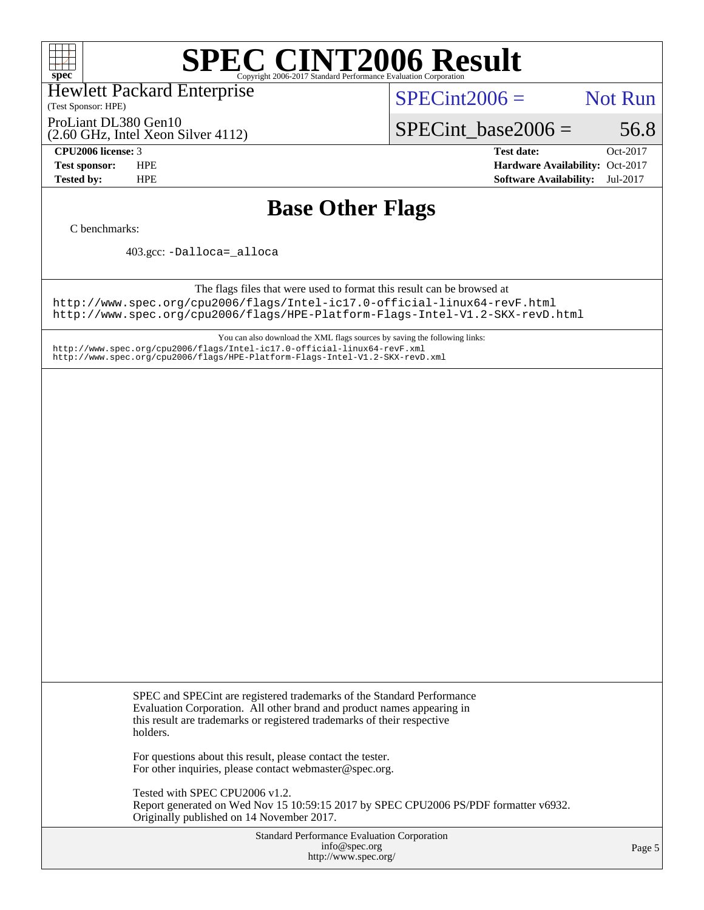# SPEC CINT2006 Result

Copyright 2006-2017 Standard Performance Evaluation Corporation

Hewlett Packard Enterprise
(Test Sponsor: HPE)

ProLiant DL380 Gen10
(2.60 GHz, Intel Xeon Silver 4112)

SPECint2006 = Not Run

SPECint_base2006 = 56.8

| | | | |
|---|---|---|---|
| **CPU2006 license:** | 3 | **Test date:** | Oct-2017 |
| **Test sponsor:** | HPE | **Hardware Availability:** | Oct-2017 |
| **Tested by:** | HPE | **Software Availability:** | Jul-2017 |

## Base Other Flags

C benchmarks:

403.gcc: -Dalloca=_alloca

The flags files that were used to format this result can be browsed at
http://www.spec.org/cpu2006/flags/Intel-ic17.0-official-linux64-revF.html
http://www.spec.org/cpu2006/flags/HPE-Platform-Flags-Intel-V1.2-SKX-revD.html

You can also download the XML flags sources by saving the following links:
http://www.spec.org/cpu2006/flags/Intel-ic17.0-official-linux64-revF.xml
http://www.spec.org/cpu2006/flags/HPE-Platform-Flags-Intel-V1.2-SKX-revD.xml

SPEC and SPECint are registered trademarks of the Standard Performance Evaluation Corporation. All other brand and product names appearing in this result are trademarks or registered trademarks of their respective holders.

For questions about this result, please contact the tester.
For other inquiries, please contact webmaster@spec.org.

Tested with SPEC CPU2006 v1.2.
Report generated on Wed Nov 15 10:59:15 2017 by SPEC CPU2006 PS/PDF formatter v6932.
Originally published on 14 November 2017.

Standard Performance Evaluation Corporation
info@spec.org
http://www.spec.org/